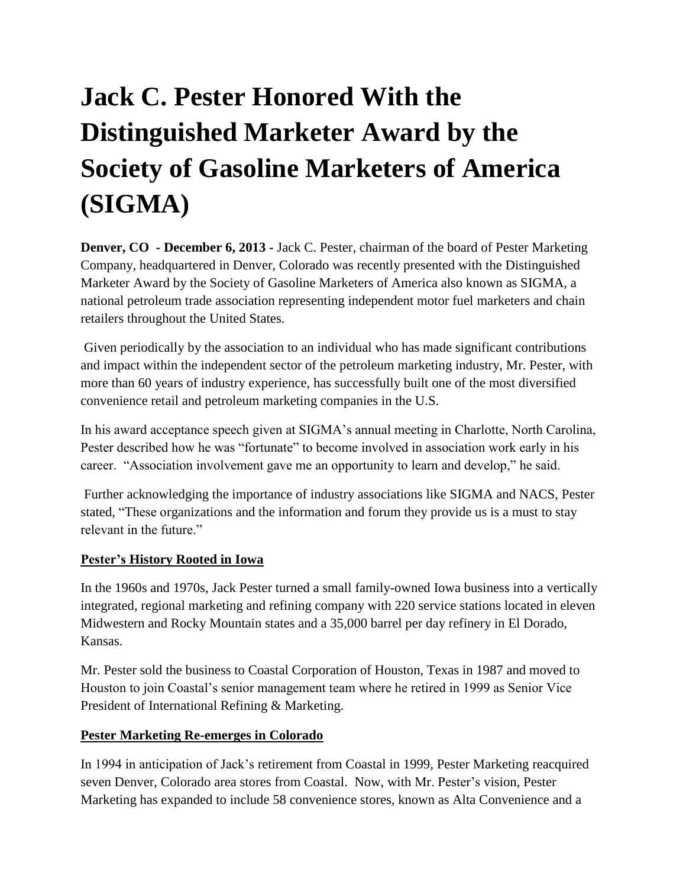# Jack C. Pester Honored With the Distinguished Marketer Award by the Society of Gasoline Marketers of America (SIGMA)

**Denver, CO - December 6, 2013 -** Jack C. Pester, chairman of the board of Pester Marketing Company, headquartered in Denver, Colorado was recently presented with the Distinguished Marketer Award by the Society of Gasoline Marketers of America also known as SIGMA, a national petroleum trade association representing independent motor fuel marketers and chain retailers throughout the United States.

Given periodically by the association to an individual who has made significant contributions and impact within the independent sector of the petroleum marketing industry, Mr. Pester, with more than 60 years of industry experience, has successfully built one of the most diversified convenience retail and petroleum marketing companies in the U.S.

In his award acceptance speech given at SIGMA's annual meeting in Charlotte, North Carolina, Pester described how he was "fortunate" to become involved in association work early in his career. "Association involvement gave me an opportunity to learn and develop," he said.

Further acknowledging the importance of industry associations like SIGMA and NACS, Pester stated, "These organizations and the information and forum they provide us is a must to stay relevant in the future."

## Pester's History Rooted in Iowa

In the 1960s and 1970s, Jack Pester turned a small family-owned Iowa business into a vertically integrated, regional marketing and refining company with 220 service stations located in eleven Midwestern and Rocky Mountain states and a 35,000 barrel per day refinery in El Dorado, Kansas.

Mr. Pester sold the business to Coastal Corporation of Houston, Texas in 1987 and moved to Houston to join Coastal's senior management team where he retired in 1999 as Senior Vice President of International Refining & Marketing.

## Pester Marketing Re-emerges in Colorado

In 1994 in anticipation of Jack's retirement from Coastal in 1999, Pester Marketing reacquired seven Denver, Colorado area stores from Coastal. Now, with Mr. Pester's vision, Pester Marketing has expanded to include 58 convenience stores, known as Alta Convenience and a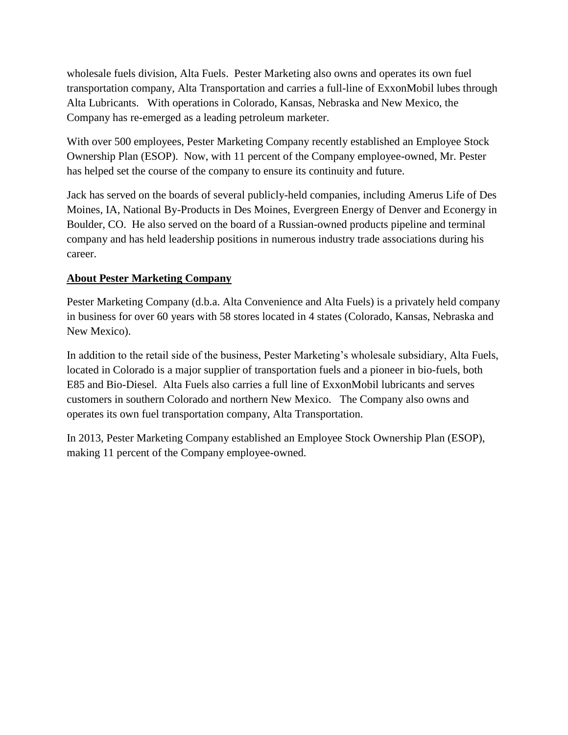wholesale fuels division, Alta Fuels. Pester Marketing also owns and operates its own fuel transportation company, Alta Transportation and carries a full-line of ExxonMobil lubes through Alta Lubricants. With operations in Colorado, Kansas, Nebraska and New Mexico, the Company has re-emerged as a leading petroleum marketer.

With over 500 employees, Pester Marketing Company recently established an Employee Stock Ownership Plan (ESOP). Now, with 11 percent of the Company employee-owned, Mr. Pester has helped set the course of the company to ensure its continuity and future.

Jack has served on the boards of several publicly-held companies, including Amerus Life of Des Moines, IA, National By-Products in Des Moines, Evergreen Energy of Denver and Econergy in Boulder, CO. He also served on the board of a Russian-owned products pipeline and terminal company and has held leadership positions in numerous industry trade associations during his career.

**About Pester Marketing Company**

Pester Marketing Company (d.b.a. Alta Convenience and Alta Fuels) is a privately held company in business for over 60 years with 58 stores located in 4 states (Colorado, Kansas, Nebraska and New Mexico).

In addition to the retail side of the business, Pester Marketing's wholesale subsidiary, Alta Fuels, located in Colorado is a major supplier of transportation fuels and a pioneer in bio-fuels, both E85 and Bio-Diesel. Alta Fuels also carries a full line of ExxonMobil lubricants and serves customers in southern Colorado and northern New Mexico. The Company also owns and operates its own fuel transportation company, Alta Transportation.

In 2013, Pester Marketing Company established an Employee Stock Ownership Plan (ESOP), making 11 percent of the Company employee-owned.